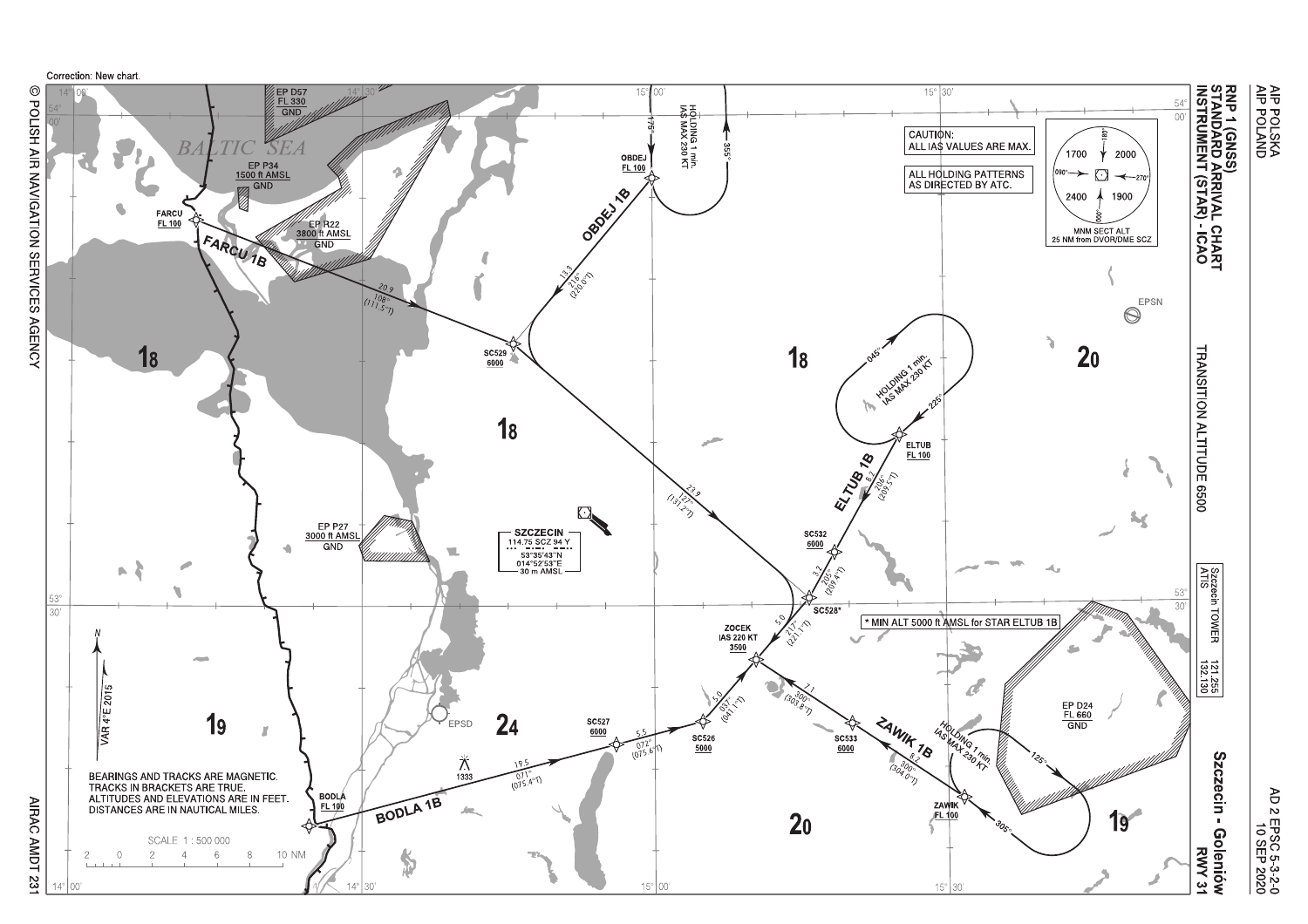AIP POLSKA
AIP POLAND

AD 2 EPSC 5-3-2-0
10 SEP 2020

# RNP 1 (GNSS) STANDARD ARRIVAL CHART INSTRUMENT (STAR) - ICAO

TRANSITION ALTITUDE 6500

| Szczecin TOWER | 121.255 |
| --- | --- |
| ATIS | 132.130 |

## Szczecin - Goleniów RWY 31

Correction: New chart.

CAUTION:
ALL IAS VALUES ARE MAX.

ALL HOLDING PATTERNS AS DIRECTED BY ATC.

MNM SECT ALT 25 NM from DVOR/DME SCZ: 1700, 2000, 2400, 1900 (sector boundaries 180°, 270°, 360°, 090°)

BALTIC SEA

EP D57 FL 330 GND

EP P34 1500 ft AMSL GND

EP R22 3800 ft AMSL GND

EP P27 3000 ft AMSL GND

EP D24 FL 660 GND

EPSN

EPSD

SZCZECIN 114.75 SCZ 94 Y 53°35'43"N 014°52'53"E 30 m AMSL

FARCU FL 100 — FARCU 1B — 20.9 108° (111.5°T) — SC529 6000

OBDEJ FL 100 — OBDEJ 1B — 13.8 216° (220.0°T) — HOLDING 1 min. IAS MAX 230 KT (175°, 355°)

SC529 6000 — 23.9 127° (131.2°T) — SC528*

ELTUB FL 100 — HOLDING 1 min. IAS MAX 230 KT (045°, 225°) — ELTUB 1B — 8.2 206° (209.5°T) — SC532 6000 — 3.2 205° (209.4°T) — SC528*

* MIN ALT 5000 ft AMSL for STAR ELTUB 1B

SC528* — 5.0 217° (221.1°T) — ZOCEK IAS 220 KT 3500

ZAWIK FL 100 — HOLDING 1 min. IAS MAX 230 KT (125°, 305°) — ZAWIK 1B — 8.2 300° (304.0°T) — SC533 6000 — 7.1 300° (303.8°T) — ZOCEK

BODLA FL 100 — BODLA 1B — 19.5 071° (075.4°T) — SC527 6000 — 5.5 072° (075.6°T) — SC526 5000 — 5.0 037° (041.1°T) — ZOCEK

1333

Area MSA values: 18, 18, 18, 20, 19, 24, 20, 19

VAR 4°E 2015

BEARINGS AND TRACKS ARE MAGNETIC.
TRACKS IN BRACKETS ARE TRUE.
ALTITUDES AND ELEVATIONS ARE IN FEET.
DISTANCES ARE IN NAUTICAL MILES.

SCALE 1 : 500 000 (0–10 NM)

© POLISH AIR NAVIGATION SERVICES AGENCY

AIRAC AMDT 231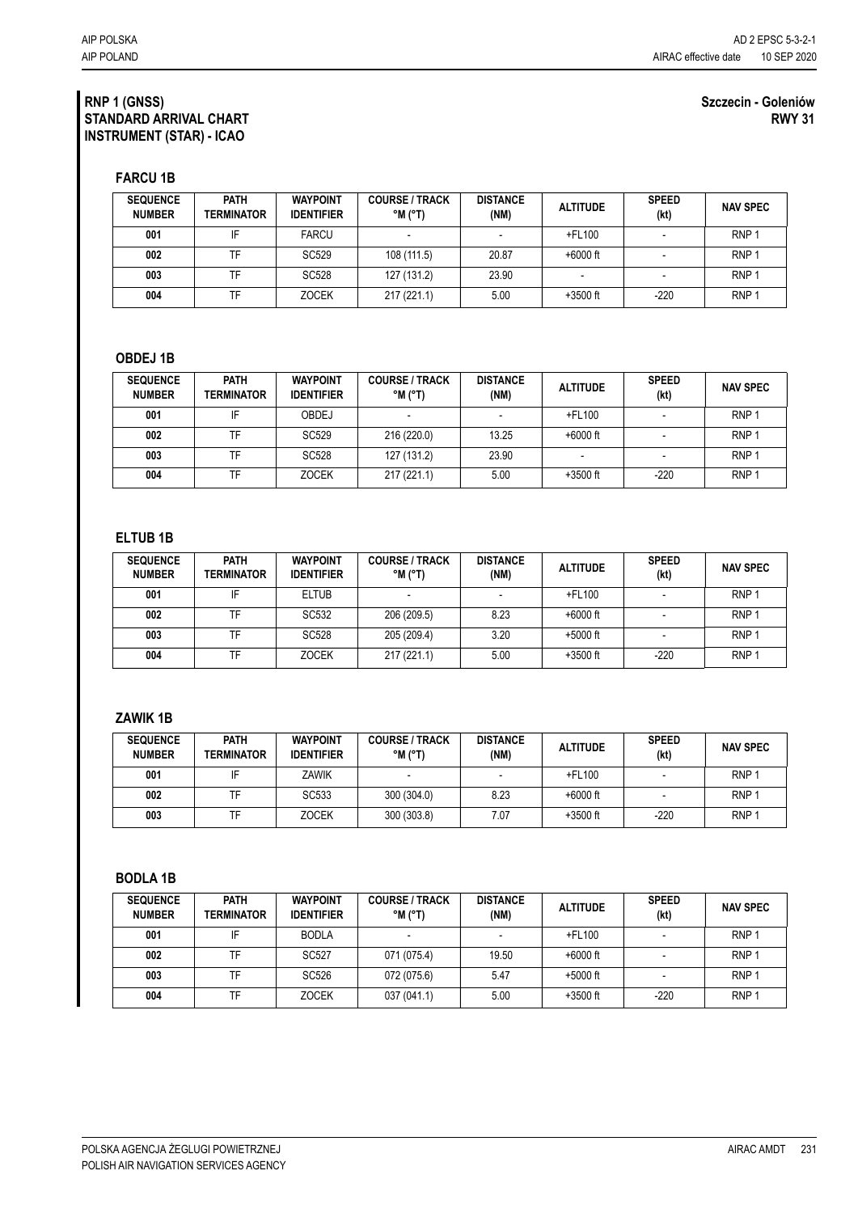**RNP 1 (GNSS)**
**STANDARD ARRIVAL CHART**
**INSTRUMENT (STAR) - ICAO**

**Szczecin - Goleniów**
**RWY 31**

### FARCU 1B

| SEQUENCE NUMBER | PATH TERMINATOR | WAYPOINT IDENTIFIER | COURSE / TRACK °M (°T) | DISTANCE (NM) | ALTITUDE | SPEED (kt) | NAV SPEC |
|---|---|---|---|---|---|---|---|
| 001 | IF | FARCU | - | - | +FL100 | - | RNP 1 |
| 002 | TF | SC529 | 108 (111.5) | 20.87 | +6000 ft | - | RNP 1 |
| 003 | TF | SC528 | 127 (131.2) | 23.90 | - | - | RNP 1 |
| 004 | TF | ZOCEK | 217 (221.1) | 5.00 | +3500 ft | -220 | RNP 1 |

### OBDEJ 1B

| SEQUENCE NUMBER | PATH TERMINATOR | WAYPOINT IDENTIFIER | COURSE / TRACK °M (°T) | DISTANCE (NM) | ALTITUDE | SPEED (kt) | NAV SPEC |
|---|---|---|---|---|---|---|---|
| 001 | IF | OBDEJ | - | - | +FL100 | - | RNP 1 |
| 002 | TF | SC529 | 216 (220.0) | 13.25 | +6000 ft | - | RNP 1 |
| 003 | TF | SC528 | 127 (131.2) | 23.90 | - | - | RNP 1 |
| 004 | TF | ZOCEK | 217 (221.1) | 5.00 | +3500 ft | -220 | RNP 1 |

### ELTUB 1B

| SEQUENCE NUMBER | PATH TERMINATOR | WAYPOINT IDENTIFIER | COURSE / TRACK °M (°T) | DISTANCE (NM) | ALTITUDE | SPEED (kt) | NAV SPEC |
|---|---|---|---|---|---|---|---|
| 001 | IF | ELTUB | - | - | +FL100 | - | RNP 1 |
| 002 | TF | SC532 | 206 (209.5) | 8.23 | +6000 ft | - | RNP 1 |
| 003 | TF | SC528 | 205 (209.4) | 3.20 | +5000 ft | - | RNP 1 |
| 004 | TF | ZOCEK | 217 (221.1) | 5.00 | +3500 ft | -220 | RNP 1 |

### ZAWIK 1B

| SEQUENCE NUMBER | PATH TERMINATOR | WAYPOINT IDENTIFIER | COURSE / TRACK °M (°T) | DISTANCE (NM) | ALTITUDE | SPEED (kt) | NAV SPEC |
|---|---|---|---|---|---|---|---|
| 001 | IF | ZAWIK | - | - | +FL100 | - | RNP 1 |
| 002 | TF | SC533 | 300 (304.0) | 8.23 | +6000 ft | - | RNP 1 |
| 003 | TF | ZOCEK | 300 (303.8) | 7.07 | +3500 ft | -220 | RNP 1 |

### BODLA 1B

| SEQUENCE NUMBER | PATH TERMINATOR | WAYPOINT IDENTIFIER | COURSE / TRACK °M (°T) | DISTANCE (NM) | ALTITUDE | SPEED (kt) | NAV SPEC |
|---|---|---|---|---|---|---|---|
| 001 | IF | BODLA | - | - | +FL100 | - | RNP 1 |
| 002 | TF | SC527 | 071 (075.4) | 19.50 | +6000 ft | - | RNP 1 |
| 003 | TF | SC526 | 072 (075.6) | 5.47 | +5000 ft | - | RNP 1 |
| 004 | TF | ZOCEK | 037 (041.1) | 5.00 | +3500 ft | -220 | RNP 1 |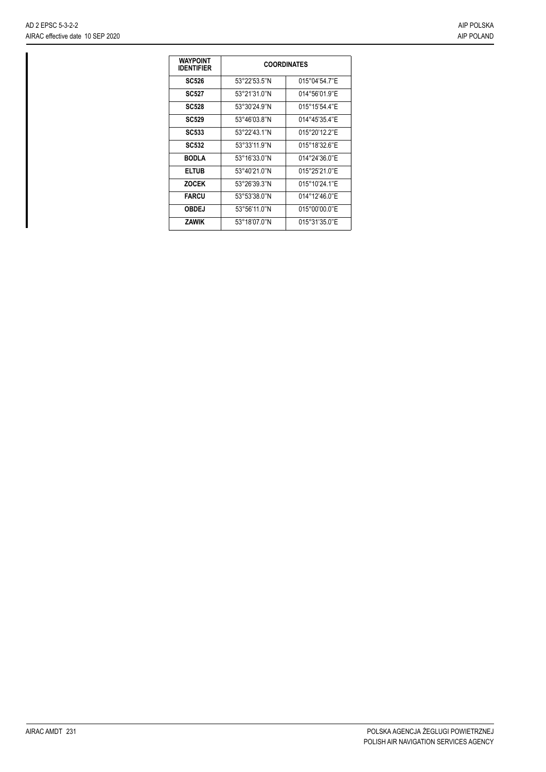| WAYPOINT IDENTIFIER | COORDINATES | |
|---|---|---|
| **SC526** | 53°22'53.5"N | 015°04'54.7"E |
| **SC527** | 53°21'31.0"N | 014°56'01.9"E |
| **SC528** | 53°30'24.9"N | 015°15'54.4"E |
| **SC529** | 53°46'03.8"N | 014°45'35.4"E |
| **SC533** | 53°22'43.1"N | 015°20'12.2"E |
| **SC532** | 53°33'11.9"N | 015°18'32.6"E |
| **BODLA** | 53°16'33.0"N | 014°24'36.0"E |
| **ELTUB** | 53°40'21.0"N | 015°25'21.0"E |
| **ZOCEK** | 53°26'39.3"N | 015°10'24.1"E |
| **FARCU** | 53°53'38.0"N | 014°12'46.0"E |
| **OBDEJ** | 53°56'11.0"N | 015°00'00.0"E |
| **ZAWIK** | 53°18'07.0"N | 015°31'35.0"E |